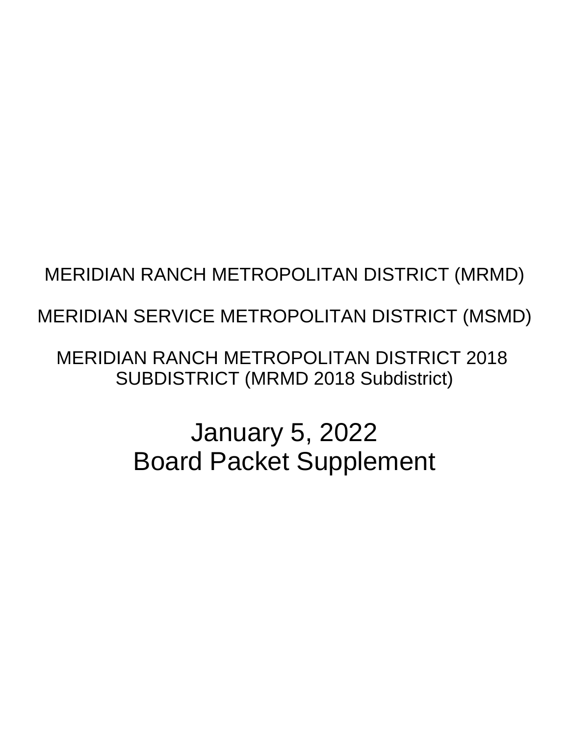MERIDIAN RANCH METROPOLITAN DISTRICT (MRMD)

MERIDIAN SERVICE METROPOLITAN DISTRICT (MSMD)

MERIDIAN RANCH METROPOLITAN DISTRICT 2018 SUBDISTRICT (MRMD 2018 Subdistrict)

# January 5, 2022
# Board Packet Supplement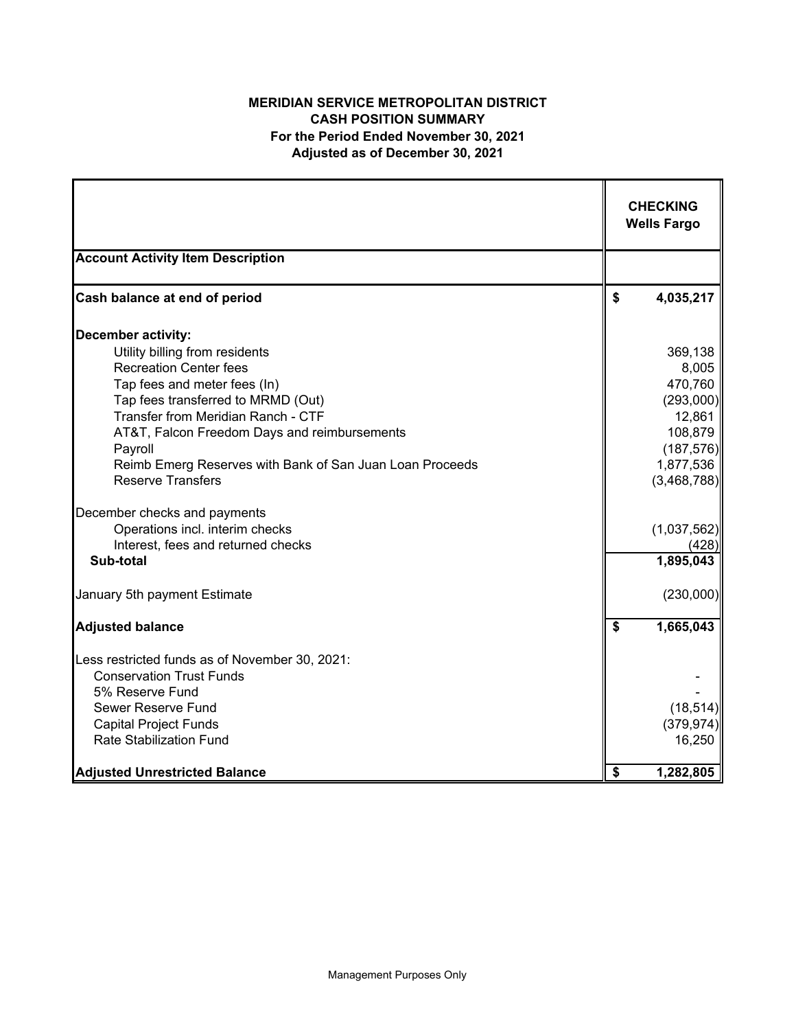# MERIDIAN SERVICE METROPOLITAN DISTRICT
## CASH POSITION SUMMARY
### For the Period Ended November 30, 2021
### Adjusted as of December 30, 2021

| | CHECKING Wells Fargo |
|---|---|
| **Account Activity Item Description** | |
| **Cash balance at end of period** | **$ 4,035,217** |
| **December activity:** | |
| Utility billing from residents | 369,138 |
| Recreation Center fees | 8,005 |
| Tap fees and meter fees (In) | 470,760 |
| Tap fees transferred to MRMD (Out) | (293,000) |
| Transfer from Meridian Ranch - CTF | 12,861 |
| AT&T, Falcon Freedom Days and reimbursements | 108,879 |
| Payroll | (187,576) |
| Reimb Emerg Reserves with Bank of San Juan Loan Proceeds | 1,877,536 |
| Reserve Transfers | (3,468,788) |
| December checks and payments | |
| Operations incl. interim checks | (1,037,562) |
| Interest, fees and returned checks | (428) |
| **Sub-total** | **1,895,043** |
| January 5th payment Estimate | (230,000) |
| **Adjusted balance** | **$ 1,665,043** |
| Less restricted funds as of November 30, 2021: | |
| Conservation Trust Funds | - |
| 5% Reserve Fund | - |
| Sewer Reserve Fund | (18,514) |
| Capital Project Funds | (379,974) |
| Rate Stabilization Fund | 16,250 |
| **Adjusted Unrestricted Balance** | **$ 1,282,805** |

Management Purposes Only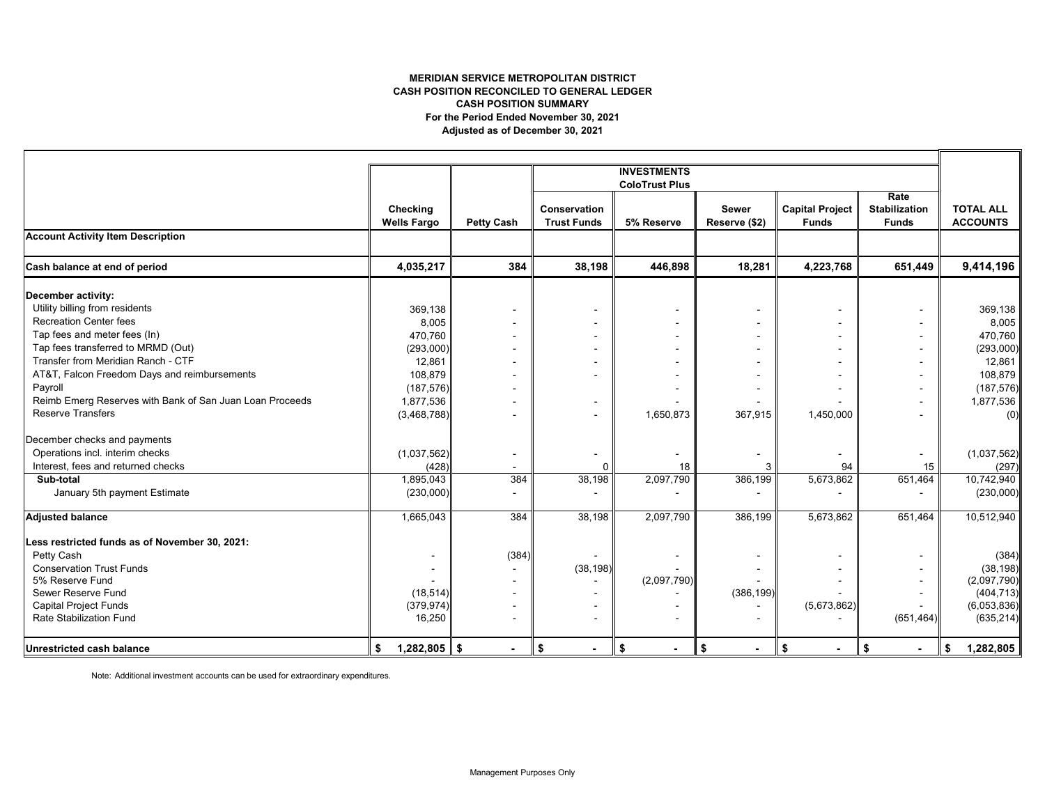**MERIDIAN SERVICE METROPOLITAN DISTRICT**
**CASH POSITION RECONCILED TO GENERAL LEDGER**
**CASH POSITION SUMMARY**
**For the Period Ended November 30, 2021**
**Adjusted as of December 30, 2021**

| | Checking Wells Fargo | Petty Cash | INVESTMENTS ColoTrust Plus Conservation Trust Funds | 5% Reserve | Sewer Reserve ($2) | Capital Project Funds | Rate Stabilization Funds | TOTAL ALL ACCOUNTS |
|---|---|---|---|---|---|---|---|---|
| **Account Activity Item Description** | | | | | | | | |
| **Cash balance at end of period** | **4,035,217** | **384** | **38,198** | **446,898** | **18,281** | **4,223,768** | **651,449** | **9,414,196** |
| **December activity:** | | | | | | | | |
| Utility billing from residents | 369,138 | - | - | - | - | - | - | 369,138 |
| Recreation Center fees | 8,005 | - | - | - | - | - | - | 8,005 |
| Tap fees and meter fees (In) | 470,760 | - | - | - | - | - | - | 470,760 |
| Tap fees transferred to MRMD (Out) | (293,000) | - | - | - | - | - | - | (293,000) |
| Transfer from Meridian Ranch - CTF | 12,861 | - | - | - | - | - | - | 12,861 |
| AT&T, Falcon Freedom Days and reimbursements | 108,879 | - | - | - | - | - | - | 108,879 |
| Payroll | (187,576) | - | | - | - | - | - | (187,576) |
| Reimb Emerg Reserves with Bank of San Juan Loan Proceeds | 1,877,536 | - | - | - | - | - | - | 1,877,536 |
| Reserve Transfers | (3,468,788) | - | - | 1,650,873 | 367,915 | 1,450,000 | - | (0) |
| December checks and payments | | | | | | | | |
| Operations incl. interim checks | (1,037,562) | - | - | - | - | - | - | (1,037,562) |
| Interest, fees and returned checks | (428) | - | 0 | 18 | 3 | 94 | 15 | (297) |
| **Sub-total** | 1,895,043 | 384 | 38,198 | 2,097,790 | 386,199 | 5,673,862 | 651,464 | 10,742,940 |
| January 5th payment Estimate | (230,000) | - | - | - | - | - | - | (230,000) |
| **Adjusted balance** | 1,665,043 | 384 | 38,198 | 2,097,790 | 386,199 | 5,673,862 | 651,464 | 10,512,940 |
| **Less restricted funds as of November 30, 2021:** | | | | | | | | |
| Petty Cash | - | (384) | - | - | - | - | - | (384) |
| Conservation Trust Funds | - | - | (38,198) | - | - | - | - | (38,198) |
| 5% Reserve Fund | - | - | - | (2,097,790) | - | - | - | (2,097,790) |
| Sewer Reserve Fund | (18,514) | - | - | - | (386,199) | - | - | (404,713) |
| Capital Project Funds | (379,974) | - | - | - | - | (5,673,862) | - | (6,053,836) |
| Rate Stabilization Fund | 16,250 | - | - | - | - | - | (651,464) | (635,214) |
| **Unrestricted cash balance** | **$ 1,282,805** | **$ -** | **$ -** | **$ -** | **$ -** | **$ -** | **$ -** | **$ 1,282,805** |

Note: Additional investment accounts can be used for extraordinary expenditures.

Management Purposes Only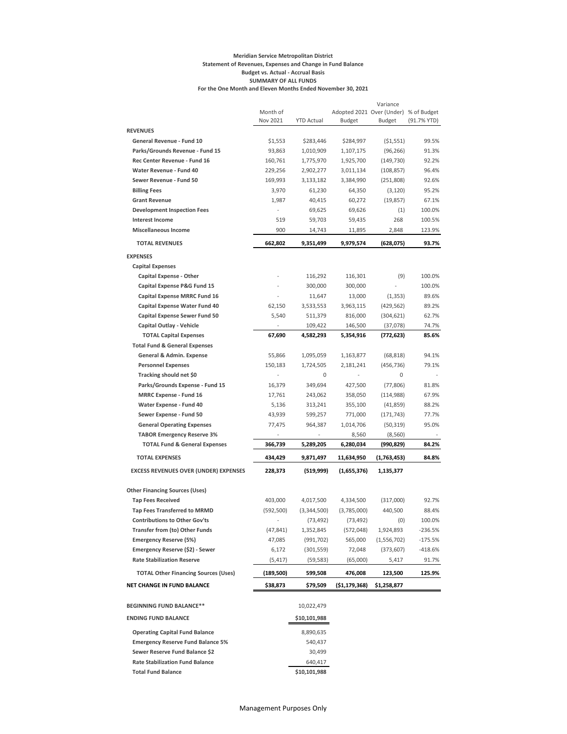**Meridian Service Metropolitan District**
**Statement of Revenues, Expenses and Change in Fund Balance**
**Budget vs. Actual - Accrual Basis**
**SUMMARY OF ALL FUNDS**
**For the One Month and Eleven Months Ended November 30, 2021**

| | Month of Nov 2021 | YTD Actual | Adopted 2021 Budget | Variance Over (Under) Budget | % of Budget (91.7% YTD) |
|---|---|---|---|---|---|
| **REVENUES** | | | | | |
| **General Revenue - Fund 10** | $1,553 | $283,446 | $284,997 | ($1,551) | 99.5% |
| **Parks/Grounds Revenue - Fund 15** | 93,863 | 1,010,909 | 1,107,175 | (96,266) | 91.3% |
| **Rec Center Revenue - Fund 16** | 160,761 | 1,775,970 | 1,925,700 | (149,730) | 92.2% |
| **Water Revenue - Fund 40** | 229,256 | 2,902,277 | 3,011,134 | (108,857) | 96.4% |
| **Sewer Revenue - Fund 50** | 169,993 | 3,133,182 | 3,384,990 | (251,808) | 92.6% |
| **Billing Fees** | 3,970 | 61,230 | 64,350 | (3,120) | 95.2% |
| **Grant Revenue** | 1,987 | 40,415 | 60,272 | (19,857) | 67.1% |
| **Development Inspection Fees** | - | 69,625 | 69,626 | (1) | 100.0% |
| **Interest Income** | 519 | 59,703 | 59,435 | 268 | 100.5% |
| **Miscellaneous Income** | 900 | 14,743 | 11,895 | 2,848 | 123.9% |
| **TOTAL REVENUES** | **662,802** | **9,351,499** | **9,979,574** | **(628,075)** | **93.7%** |
| **EXPENSES** | | | | | |
| **Capital Expenses** | | | | | |
| **Capital Expense - Other** | - | 116,292 | 116,301 | (9) | 100.0% |
| **Capital Expense P&G Fund 15** | - | 300,000 | 300,000 | - | 100.0% |
| **Capital Expense MRRC Fund 16** | - | 11,647 | 13,000 | (1,353) | 89.6% |
| **Capital Expense Water Fund 40** | 62,150 | 3,533,553 | 3,963,115 | (429,562) | 89.2% |
| **Capital Expense Sewer Fund 50** | 5,540 | 511,379 | 816,000 | (304,621) | 62.7% |
| **Capital Outlay - Vehicle** | - | 109,422 | 146,500 | (37,078) | 74.7% |
| **TOTAL Capital Expenses** | **67,690** | **4,582,293** | **5,354,916** | **(772,623)** | **85.6%** |
| **Total Fund & General Expenses** | | | | | |
| **General & Admin. Expense** | 55,866 | 1,095,059 | 1,163,877 | (68,818) | 94.1% |
| **Personnel Expenses** | 150,183 | 1,724,505 | 2,181,241 | (456,736) | 79.1% |
| **Tracking should net $0** | - | 0 | - | 0 | - |
| **Parks/Grounds Expense - Fund 15** | 16,379 | 349,694 | 427,500 | (77,806) | 81.8% |
| **MRRC Expense - Fund 16** | 17,761 | 243,062 | 358,050 | (114,988) | 67.9% |
| **Water Expense - Fund 40** | 5,136 | 313,241 | 355,100 | (41,859) | 88.2% |
| **Sewer Expense - Fund 50** | 43,939 | 599,257 | 771,000 | (171,743) | 77.7% |
| **General Operating Expenses** | 77,475 | 964,387 | 1,014,706 | (50,319) | 95.0% |
| **TABOR Emergency Reserve 3%** | - | - | 8,560 | (8,560) | - |
| **TOTAL Fund & General Expenses** | **366,739** | **5,289,205** | **6,280,034** | **(990,829)** | **84.2%** |
| **TOTAL EXPENSES** | **434,429** | **9,871,497** | **11,634,950** | **(1,763,453)** | **84.8%** |
| **EXCESS REVENUES OVER (UNDER) EXPENSES** | **228,373** | **(519,999)** | **(1,655,376)** | **1,135,377** | |
| **Other Financing Sources (Uses)** | | | | | |
| **Tap Fees Received** | 403,000 | 4,017,500 | 4,334,500 | (317,000) | 92.7% |
| **Tap Fees Transferred to MRMD** | (592,500) | (3,344,500) | (3,785,000) | 440,500 | 88.4% |
| **Contributions to Other Gov'ts** | - | (73,492) | (73,492) | (0) | 100.0% |
| **Transfer from (to) Other Funds** | (47,841) | 1,352,845 | (572,048) | 1,924,893 | -236.5% |
| **Emergency Reserve (5%)** | 47,085 | (991,702) | 565,000 | (1,556,702) | -175.5% |
| **Emergency Reserve ($2) - Sewer** | 6,172 | (301,559) | 72,048 | (373,607) | -418.6% |
| **Rate Stabilization Reserve** | (5,417) | (59,583) | (65,000) | 5,417 | 91.7% |
| **TOTAL Other Financing Sources (Uses)** | **(189,500)** | **599,508** | **476,008** | **123,500** | **125.9%** |
| **NET CHANGE IN FUND BALANCE** | **$38,873** | **$79,509** | **($1,179,368)** | **$1,258,877** | |
| **BEGINNING FUND BALANCE\*\*** | | 10,022,479 | | | |
| **ENDING FUND BALANCE** | | $10,101,988 | | | |
| **Operating Capital Fund Balance** | | 8,890,635 | | | |
| **Emergency Reserve Fund Balance 5%** | | 540,437 | | | |
| **Sewer Reserve Fund Balance $2** | | 30,499 | | | |
| **Rate Stabilization Fund Balance** | | 640,417 | | | |
| **Total Fund Balance** | | $10,101,988 | | | |

Management Purposes Only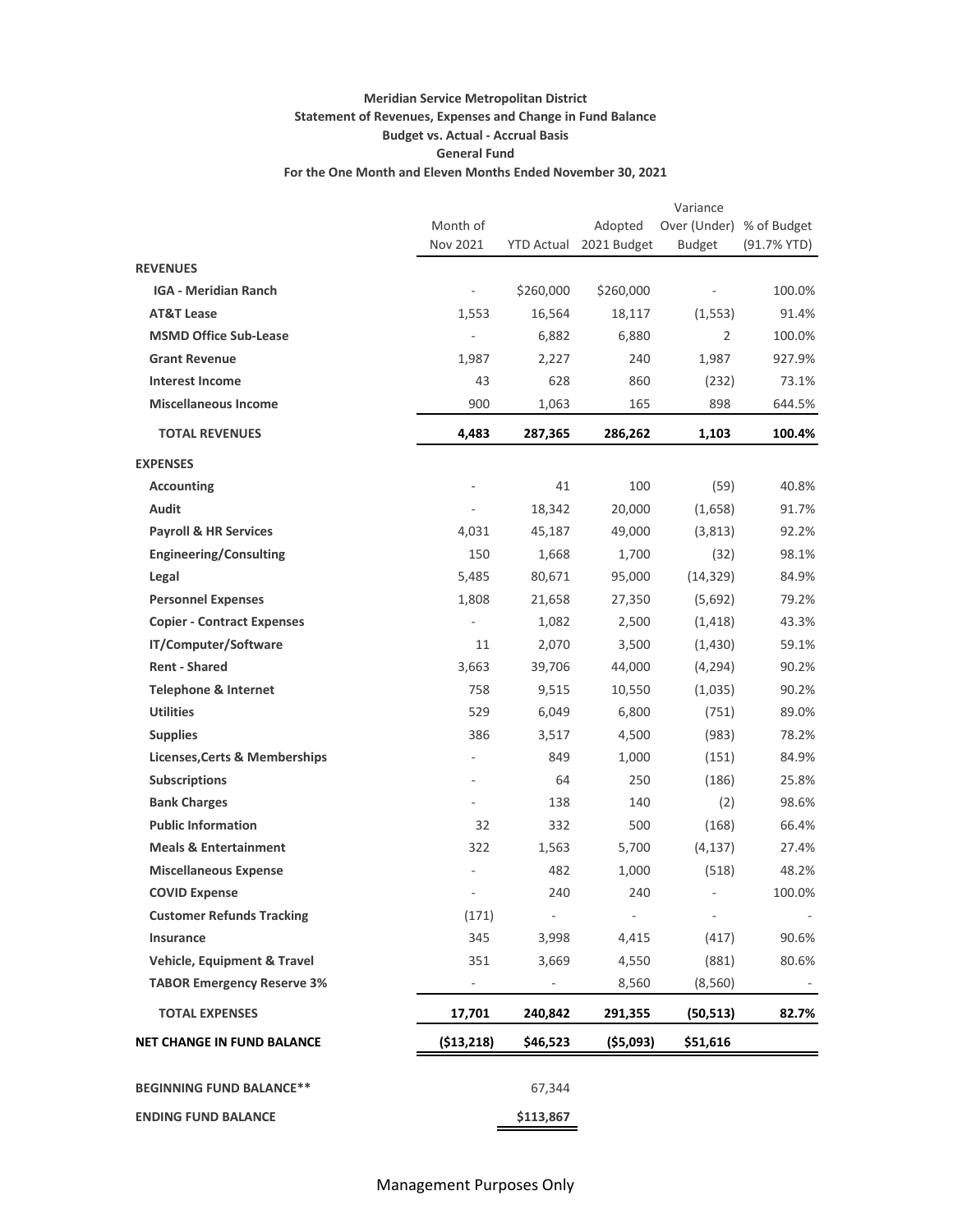**Meridian Service Metropolitan District**

**Statement of Revenues, Expenses and Change in Fund Balance**

**Budget vs. Actual - Accrual Basis**

**General Fund**

**For the One Month and Eleven Months Ended November 30, 2021**

| | Month of Nov 2021 | YTD Actual | Adopted 2021 Budget | Variance Over (Under) Budget | % of Budget (91.7% YTD) |
|---|---|---|---|---|---|
| **REVENUES** | | | | | |
| **IGA - Meridian Ranch** | - | $260,000 | $260,000 | - | 100.0% |
| **AT&T Lease** | 1,553 | 16,564 | 18,117 | (1,553) | 91.4% |
| **MSMD Office Sub-Lease** | - | 6,882 | 6,880 | 2 | 100.0% |
| **Grant Revenue** | 1,987 | 2,227 | 240 | 1,987 | 927.9% |
| **Interest Income** | 43 | 628 | 860 | (232) | 73.1% |
| **Miscellaneous Income** | 900 | 1,063 | 165 | 898 | 644.5% |
| **TOTAL REVENUES** | **4,483** | **287,365** | **286,262** | **1,103** | **100.4%** |
| **EXPENSES** | | | | | |
| **Accounting** | - | 41 | 100 | (59) | 40.8% |
| **Audit** | - | 18,342 | 20,000 | (1,658) | 91.7% |
| **Payroll & HR Services** | 4,031 | 45,187 | 49,000 | (3,813) | 92.2% |
| **Engineering/Consulting** | 150 | 1,668 | 1,700 | (32) | 98.1% |
| **Legal** | 5,485 | 80,671 | 95,000 | (14,329) | 84.9% |
| **Personnel Expenses** | 1,808 | 21,658 | 27,350 | (5,692) | 79.2% |
| **Copier - Contract Expenses** | - | 1,082 | 2,500 | (1,418) | 43.3% |
| **IT/Computer/Software** | 11 | 2,070 | 3,500 | (1,430) | 59.1% |
| **Rent - Shared** | 3,663 | 39,706 | 44,000 | (4,294) | 90.2% |
| **Telephone & Internet** | 758 | 9,515 | 10,550 | (1,035) | 90.2% |
| **Utilities** | 529 | 6,049 | 6,800 | (751) | 89.0% |
| **Supplies** | 386 | 3,517 | 4,500 | (983) | 78.2% |
| **Licenses,Certs & Memberships** | - | 849 | 1,000 | (151) | 84.9% |
| **Subscriptions** | - | 64 | 250 | (186) | 25.8% |
| **Bank Charges** | - | 138 | 140 | (2) | 98.6% |
| **Public Information** | 32 | 332 | 500 | (168) | 66.4% |
| **Meals & Entertainment** | 322 | 1,563 | 5,700 | (4,137) | 27.4% |
| **Miscellaneous Expense** | - | 482 | 1,000 | (518) | 48.2% |
| **COVID Expense** | - | 240 | 240 | - | 100.0% |
| **Customer Refunds Tracking** | (171) | - | - | - | - |
| **Insurance** | 345 | 3,998 | 4,415 | (417) | 90.6% |
| **Vehicle, Equipment & Travel** | 351 | 3,669 | 4,550 | (881) | 80.6% |
| **TABOR Emergency Reserve 3%** | - | - | 8,560 | (8,560) | - |
| **TOTAL EXPENSES** | **17,701** | **240,842** | **291,355** | **(50,513)** | **82.7%** |
| **NET CHANGE IN FUND BALANCE** | **($13,218)** | **$46,523** | **($5,093)** | **$51,616** | |
| **BEGINNING FUND BALANCE\*\*** | | 67,344 | | | |
| **ENDING FUND BALANCE** | | **$113,867** | | | |

Management Purposes Only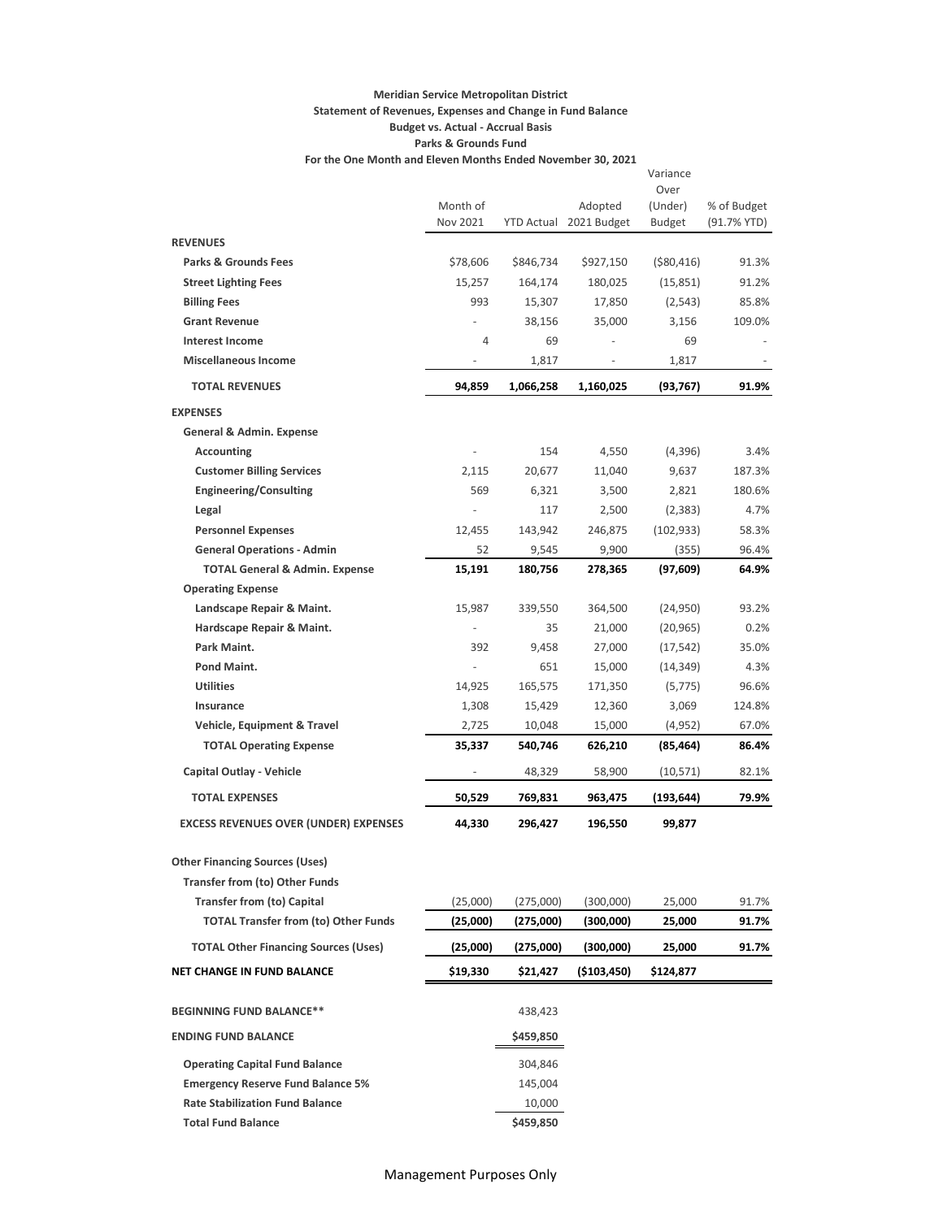**Meridian Service Metropolitan District**
**Statement of Revenues, Expenses and Change in Fund Balance**
**Budget vs. Actual - Accrual Basis**
**Parks & Grounds Fund**
**For the One Month and Eleven Months Ended November 30, 2021**

| | Month of Nov 2021 | YTD Actual | Adopted 2021 Budget | Variance Over (Under) Budget | % of Budget (91.7% YTD) |
|---|---|---|---|---|---|
| **REVENUES** | | | | | |
| **Parks & Grounds Fees** | $78,606 | $846,734 | $927,150 | ($80,416) | 91.3% |
| **Street Lighting Fees** | 15,257 | 164,174 | 180,025 | (15,851) | 91.2% |
| **Billing Fees** | 993 | 15,307 | 17,850 | (2,543) | 85.8% |
| **Grant Revenue** | - | 38,156 | 35,000 | 3,156 | 109.0% |
| **Interest Income** | 4 | 69 | - | 69 | - |
| **Miscellaneous Income** | - | 1,817 | - | 1,817 | - |
| **TOTAL REVENUES** | **94,859** | **1,066,258** | **1,160,025** | **(93,767)** | **91.9%** |
| **EXPENSES** | | | | | |
| **General & Admin. Expense** | | | | | |
| **Accounting** | - | 154 | 4,550 | (4,396) | 3.4% |
| **Customer Billing Services** | 2,115 | 20,677 | 11,040 | 9,637 | 187.3% |
| **Engineering/Consulting** | 569 | 6,321 | 3,500 | 2,821 | 180.6% |
| **Legal** | - | 117 | 2,500 | (2,383) | 4.7% |
| **Personnel Expenses** | 12,455 | 143,942 | 246,875 | (102,933) | 58.3% |
| **General Operations - Admin** | 52 | 9,545 | 9,900 | (355) | 96.4% |
| **TOTAL General & Admin. Expense** | **15,191** | **180,756** | **278,365** | **(97,609)** | **64.9%** |
| **Operating Expense** | | | | | |
| **Landscape Repair & Maint.** | 15,987 | 339,550 | 364,500 | (24,950) | 93.2% |
| **Hardscape Repair & Maint.** | - | 35 | 21,000 | (20,965) | 0.2% |
| **Park Maint.** | 392 | 9,458 | 27,000 | (17,542) | 35.0% |
| **Pond Maint.** | - | 651 | 15,000 | (14,349) | 4.3% |
| **Utilities** | 14,925 | 165,575 | 171,350 | (5,775) | 96.6% |
| **Insurance** | 1,308 | 15,429 | 12,360 | 3,069 | 124.8% |
| **Vehicle, Equipment & Travel** | 2,725 | 10,048 | 15,000 | (4,952) | 67.0% |
| **TOTAL Operating Expense** | **35,337** | **540,746** | **626,210** | **(85,464)** | **86.4%** |
| **Capital Outlay - Vehicle** | - | 48,329 | 58,900 | (10,571) | 82.1% |
| **TOTAL EXPENSES** | **50,529** | **769,831** | **963,475** | **(193,644)** | **79.9%** |
| **EXCESS REVENUES OVER (UNDER) EXPENSES** | **44,330** | **296,427** | **196,550** | **99,877** | |
| **Other Financing Sources (Uses)** | | | | | |
| **Transfer from (to) Other Funds** | | | | | |
| **Transfer from (to) Capital** | (25,000) | (275,000) | (300,000) | 25,000 | 91.7% |
| **TOTAL Transfer from (to) Other Funds** | **(25,000)** | **(275,000)** | **(300,000)** | **25,000** | **91.7%** |
| **TOTAL Other Financing Sources (Uses)** | **(25,000)** | **(275,000)** | **(300,000)** | **25,000** | **91.7%** |
| **NET CHANGE IN FUND BALANCE** | **$19,330** | **$21,427** | **($103,450)** | **$124,877** | |
| **BEGINNING FUND BALANCE**** | | 438,423 | | | |
| **ENDING FUND BALANCE** | | **$459,850** | | | |
| **Operating Capital Fund Balance** | | 304,846 | | | |
| **Emergency Reserve Fund Balance 5%** | | 145,004 | | | |
| **Rate Stabilization Fund Balance** | | 10,000 | | | |
| **Total Fund Balance** | | **$459,850** | | | |

Management Purposes Only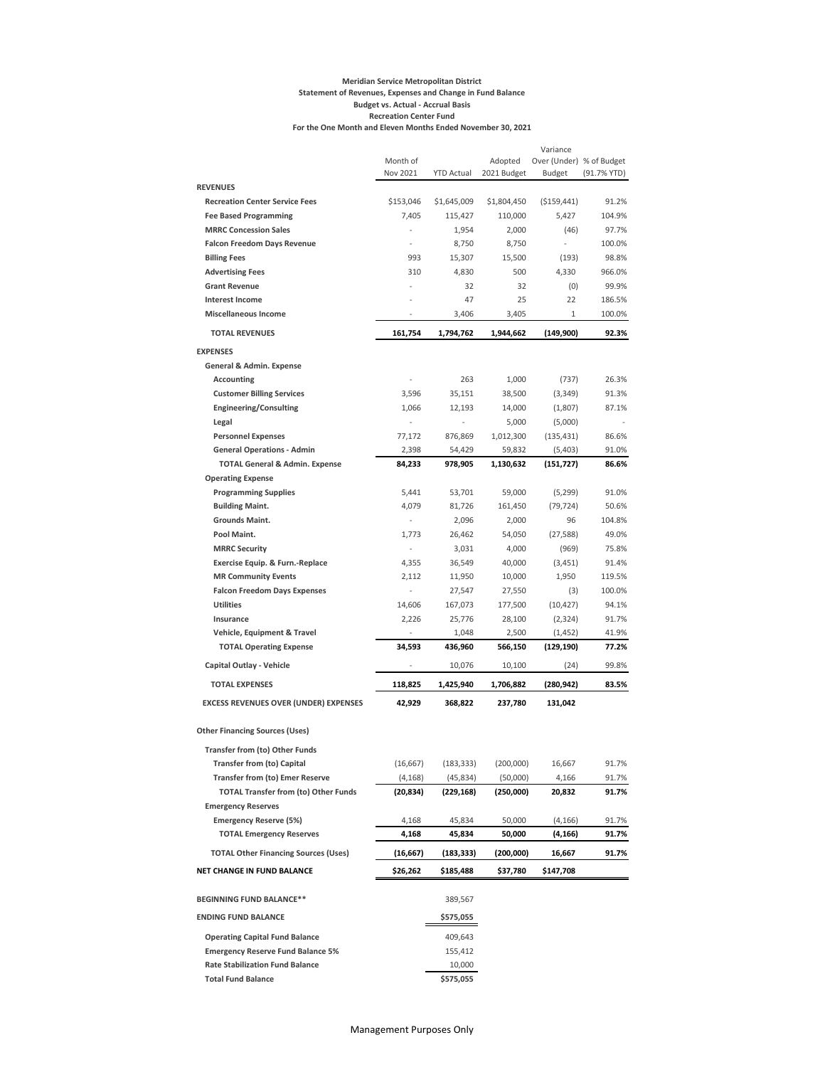**Meridian Service Metropolitan District**
**Statement of Revenues, Expenses and Change in Fund Balance**
**Budget vs. Actual - Accrual Basis**
**Recreation Center Fund**
**For the One Month and Eleven Months Ended November 30, 2021**

| | Month of Nov 2021 | YTD Actual | Adopted 2021 Budget | Variance Over (Under) Budget | % of Budget (91.7% YTD) |
|---|---|---|---|---|---|
| **REVENUES** | | | | | |
| **Recreation Center Service Fees** | $153,046 | $1,645,009 | $1,804,450 | ($159,441) | 91.2% |
| **Fee Based Programming** | 7,405 | 115,427 | 110,000 | 5,427 | 104.9% |
| **MRRC Concession Sales** | - | 1,954 | 2,000 | (46) | 97.7% |
| **Falcon Freedom Days Revenue** | - | 8,750 | 8,750 | - | 100.0% |
| **Billing Fees** | 993 | 15,307 | 15,500 | (193) | 98.8% |
| **Advertising Fees** | 310 | 4,830 | 500 | 4,330 | 966.0% |
| **Grant Revenue** | - | 32 | 32 | (0) | 99.9% |
| **Interest Income** | - | 47 | 25 | 22 | 186.5% |
| **Miscellaneous Income** | - | 3,406 | 3,405 | 1 | 100.0% |
| **TOTAL REVENUES** | **161,754** | **1,794,762** | **1,944,662** | **(149,900)** | **92.3%** |
| **EXPENSES** | | | | | |
| **General & Admin. Expense** | | | | | |
| **Accounting** | - | 263 | 1,000 | (737) | 26.3% |
| **Customer Billing Services** | 3,596 | 35,151 | 38,500 | (3,349) | 91.3% |
| **Engineering/Consulting** | 1,066 | 12,193 | 14,000 | (1,807) | 87.1% |
| **Legal** | - | - | 5,000 | (5,000) | - |
| **Personnel Expenses** | 77,172 | 876,869 | 1,012,300 | (135,431) | 86.6% |
| **General Operations - Admin** | 2,398 | 54,429 | 59,832 | (5,403) | 91.0% |
| **TOTAL General & Admin. Expense** | **84,233** | **978,905** | **1,130,632** | **(151,727)** | **86.6%** |
| **Operating Expense** | | | | | |
| **Programming Supplies** | 5,441 | 53,701 | 59,000 | (5,299) | 91.0% |
| **Building Maint.** | 4,079 | 81,726 | 161,450 | (79,724) | 50.6% |
| **Grounds Maint.** | - | 2,096 | 2,000 | 96 | 104.8% |
| **Pool Maint.** | 1,773 | 26,462 | 54,050 | (27,588) | 49.0% |
| **MRRC Security** | - | 3,031 | 4,000 | (969) | 75.8% |
| **Exercise Equip. & Furn.-Replace** | 4,355 | 36,549 | 40,000 | (3,451) | 91.4% |
| **MR Community Events** | 2,112 | 11,950 | 10,000 | 1,950 | 119.5% |
| **Falcon Freedom Days Expenses** | - | 27,547 | 27,550 | (3) | 100.0% |
| **Utilities** | 14,606 | 167,073 | 177,500 | (10,427) | 94.1% |
| **Insurance** | 2,226 | 25,776 | 28,100 | (2,324) | 91.7% |
| **Vehicle, Equipment & Travel** | - | 1,048 | 2,500 | (1,452) | 41.9% |
| **TOTAL Operating Expense** | **34,593** | **436,960** | **566,150** | **(129,190)** | **77.2%** |
| **Capital Outlay - Vehicle** | - | 10,076 | 10,100 | (24) | 99.8% |
| **TOTAL EXPENSES** | **118,825** | **1,425,940** | **1,706,882** | **(280,942)** | **83.5%** |
| **EXCESS REVENUES OVER (UNDER) EXPENSES** | **42,929** | **368,822** | **237,780** | **131,042** | |
| **Other Financing Sources (Uses)** | | | | | |
| **Transfer from (to) Other Funds** | | | | | |
| **Transfer from (to) Capital** | (16,667) | (183,333) | (200,000) | 16,667 | 91.7% |
| **Transfer from (to) Emer Reserve** | (4,168) | (45,834) | (50,000) | 4,166 | 91.7% |
| **TOTAL Transfer from (to) Other Funds** | **(20,834)** | **(229,168)** | **(250,000)** | **20,832** | **91.7%** |
| **Emergency Reserves** | | | | | |
| **Emergency Reserve (5%)** | 4,168 | 45,834 | 50,000 | (4,166) | 91.7% |
| **TOTAL Emergency Reserves** | **4,168** | **45,834** | **50,000** | **(4,166)** | **91.7%** |
| **TOTAL Other Financing Sources (Uses)** | **(16,667)** | **(183,333)** | **(200,000)** | **16,667** | **91.7%** |
| **NET CHANGE IN FUND BALANCE** | **$26,262** | **$185,488** | **$37,780** | **$147,708** | |
| **BEGINNING FUND BALANCE**** | | 389,567 | | | |
| **ENDING FUND BALANCE** | | $575,055 | | | |
| **Operating Capital Fund Balance** | | 409,643 | | | |
| **Emergency Reserve Fund Balance 5%** | | 155,412 | | | |
| **Rate Stabilization Fund Balance** | | 10,000 | | | |
| **Total Fund Balance** | | $575,055 | | | |

Management Purposes Only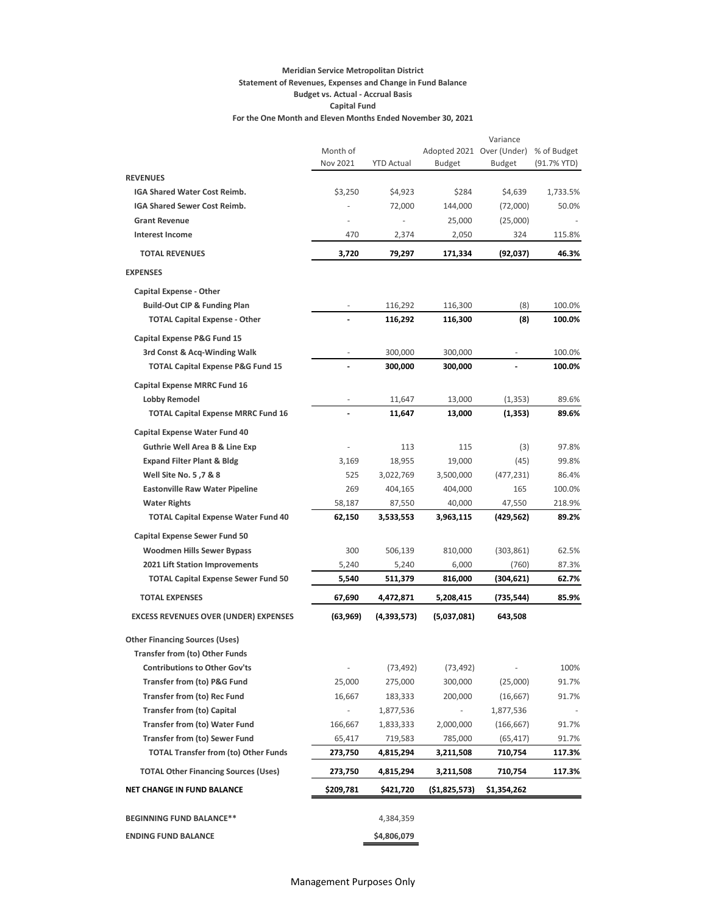**Meridian Service Metropolitan District**
**Statement of Revenues, Expenses and Change in Fund Balance**
**Budget vs. Actual - Accrual Basis**
**Capital Fund**
**For the One Month and Eleven Months Ended November 30, 2021**

| | Month of Nov 2021 | YTD Actual | Adopted 2021 Budget | Variance Over (Under) Budget | % of Budget (91.7% YTD) |
|---|---|---|---|---|---|
| **REVENUES** | | | | | |
| **IGA Shared Water Cost Reimb.** | $3,250 | $4,923 | $284 | $4,639 | 1,733.5% |
| **IGA Shared Sewer Cost Reimb.** | - | 72,000 | 144,000 | (72,000) | 50.0% |
| **Grant Revenue** | - | - | 25,000 | (25,000) | - |
| **Interest Income** | 470 | 2,374 | 2,050 | 324 | 115.8% |
| **TOTAL REVENUES** | **3,720** | **79,297** | **171,334** | **(92,037)** | **46.3%** |
| **EXPENSES** | | | | | |
| **Capital Expense - Other** | | | | | |
| **Build-Out CIP & Funding Plan** | - | 116,292 | 116,300 | (8) | 100.0% |
| **TOTAL Capital Expense - Other** | **-** | **116,292** | **116,300** | **(8)** | **100.0%** |
| **Capital Expense P&G Fund 15** | | | | | |
| **3rd Const & Acq-Winding Walk** | - | 300,000 | 300,000 | - | 100.0% |
| **TOTAL Capital Expense P&G Fund 15** | **-** | **300,000** | **300,000** | **-** | **100.0%** |
| **Capital Expense MRRC Fund 16** | | | | | |
| **Lobby Remodel** | - | 11,647 | 13,000 | (1,353) | 89.6% |
| **TOTAL Capital Expense MRRC Fund 16** | **-** | **11,647** | **13,000** | **(1,353)** | **89.6%** |
| **Capital Expense Water Fund 40** | | | | | |
| **Guthrie Well Area B & Line Exp** | - | 113 | 115 | (3) | 97.8% |
| **Expand Filter Plant & Bldg** | 3,169 | 18,955 | 19,000 | (45) | 99.8% |
| **Well Site No. 5 ,7 & 8** | 525 | 3,022,769 | 3,500,000 | (477,231) | 86.4% |
| **Eastonville Raw Water Pipeline** | 269 | 404,165 | 404,000 | 165 | 100.0% |
| **Water Rights** | 58,187 | 87,550 | 40,000 | 47,550 | 218.9% |
| **TOTAL Capital Expense Water Fund 40** | **62,150** | **3,533,553** | **3,963,115** | **(429,562)** | **89.2%** |
| **Capital Expense Sewer Fund 50** | | | | | |
| **Woodmen Hills Sewer Bypass** | 300 | 506,139 | 810,000 | (303,861) | 62.5% |
| **2021 Lift Station Improvements** | 5,240 | 5,240 | 6,000 | (760) | 87.3% |
| **TOTAL Capital Expense Sewer Fund 50** | **5,540** | **511,379** | **816,000** | **(304,621)** | **62.7%** |
| **TOTAL EXPENSES** | **67,690** | **4,472,871** | **5,208,415** | **(735,544)** | **85.9%** |
| **EXCESS REVENUES OVER (UNDER) EXPENSES** | **(63,969)** | **(4,393,573)** | **(5,037,081)** | **643,508** | |
| **Other Financing Sources (Uses)** | | | | | |
| **Transfer from (to) Other Funds** | | | | | |
| **Contributions to Other Gov'ts** | - | (73,492) | (73,492) | - | 100% |
| **Transfer from (to) P&G Fund** | 25,000 | 275,000 | 300,000 | (25,000) | 91.7% |
| **Transfer from (to) Rec Fund** | 16,667 | 183,333 | 200,000 | (16,667) | 91.7% |
| **Transfer from (to) Capital** | - | 1,877,536 | - | 1,877,536 | - |
| **Transfer from (to) Water Fund** | 166,667 | 1,833,333 | 2,000,000 | (166,667) | 91.7% |
| **Transfer from (to) Sewer Fund** | 65,417 | 719,583 | 785,000 | (65,417) | 91.7% |
| **TOTAL Transfer from (to) Other Funds** | **273,750** | **4,815,294** | **3,211,508** | **710,754** | **117.3%** |
| **TOTAL Other Financing Sources (Uses)** | **273,750** | **4,815,294** | **3,211,508** | **710,754** | **117.3%** |
| **NET CHANGE IN FUND BALANCE** | **$209,781** | **$421,720** | **($1,825,573)** | **$1,354,262** | |
| **BEGINNING FUND BALANCE**** | | 4,384,359 | | | |
| **ENDING FUND BALANCE** | | **$4,806,079** | | | |

Management Purposes Only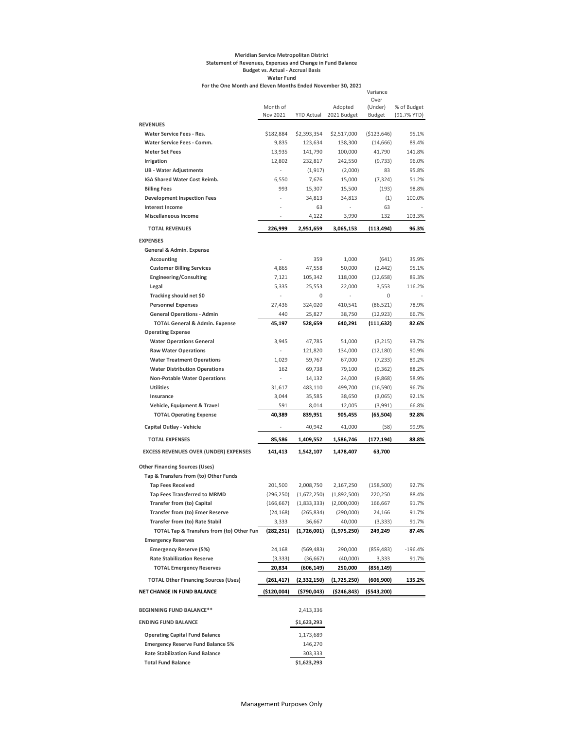**Meridian Service Metropolitan District**
**Statement of Revenues, Expenses and Change in Fund Balance**
**Budget vs. Actual - Accrual Basis**
**Water Fund**
**For the One Month and Eleven Months Ended November 30, 2021**

| | Month of Nov 2021 | YTD Actual | Adopted 2021 Budget | Variance Over (Under) Budget | % of Budget (91.7% YTD) |
|---|---|---|---|---|---|
| **REVENUES** | | | | | |
| **Water Service Fees - Res.** | $182,884 | $2,393,354 | $2,517,000 | ($123,646) | 95.1% |
| **Water Service Fees - Comm.** | 9,835 | 123,634 | 138,300 | (14,666) | 89.4% |
| **Meter Set Fees** | 13,935 | 141,790 | 100,000 | 41,790 | 141.8% |
| **Irrigation** | 12,802 | 232,817 | 242,550 | (9,733) | 96.0% |
| **UB - Water Adjustments** | - | (1,917) | (2,000) | 83 | 95.8% |
| **IGA Shared Water Cost Reimb.** | 6,550 | 7,676 | 15,000 | (7,324) | 51.2% |
| **Billing Fees** | 993 | 15,307 | 15,500 | (193) | 98.8% |
| **Development Inspection Fees** | - | 34,813 | 34,813 | (1) | 100.0% |
| **Interest Income** | - | 63 | - | 63 | - |
| **Miscellaneous Income** | - | 4,122 | 3,990 | 132 | 103.3% |
| **TOTAL REVENUES** | **226,999** | **2,951,659** | **3,065,153** | **(113,494)** | **96.3%** |
| **EXPENSES** | | | | | |
| **General & Admin. Expense** | | | | | |
| **Accounting** | - | 359 | 1,000 | (641) | 35.9% |
| **Customer Billing Services** | 4,865 | 47,558 | 50,000 | (2,442) | 95.1% |
| **Engineering/Consulting** | 7,121 | 105,342 | 118,000 | (12,658) | 89.3% |
| **Legal** | 5,335 | 25,553 | 22,000 | 3,553 | 116.2% |
| **Tracking should net $0** | - | 0 | - | 0 | - |
| **Personnel Expenses** | 27,436 | 324,020 | 410,541 | (86,521) | 78.9% |
| **General Operations - Admin** | 440 | 25,827 | 38,750 | (12,923) | 66.7% |
| **TOTAL General & Admin. Expense** | **45,197** | **528,659** | **640,291** | **(111,632)** | **82.6%** |
| **Operating Expense** | | | | | |
| **Water Operations General** | 3,945 | 47,785 | 51,000 | (3,215) | 93.7% |
| **Raw Water Operations** | - | 121,820 | 134,000 | (12,180) | 90.9% |
| **Water Treatment Operations** | 1,029 | 59,767 | 67,000 | (7,233) | 89.2% |
| **Water Distribution Operations** | 162 | 69,738 | 79,100 | (9,362) | 88.2% |
| **Non-Potable Water Operations** | - | 14,132 | 24,000 | (9,868) | 58.9% |
| **Utilities** | 31,617 | 483,110 | 499,700 | (16,590) | 96.7% |
| **Insurance** | 3,044 | 35,585 | 38,650 | (3,065) | 92.1% |
| **Vehicle, Equipment & Travel** | 591 | 8,014 | 12,005 | (3,991) | 66.8% |
| **TOTAL Operating Expense** | **40,389** | **839,951** | **905,455** | **(65,504)** | **92.8%** |
| **Capital Outlay - Vehicle** | - | 40,942 | 41,000 | (58) | 99.9% |
| **TOTAL EXPENSES** | **85,586** | **1,409,552** | **1,586,746** | **(177,194)** | **88.8%** |
| **EXCESS REVENUES OVER (UNDER) EXPENSES** | **141,413** | **1,542,107** | **1,478,407** | **63,700** | |
| **Other Financing Sources (Uses)** | | | | | |
| **Tap & Transfers from (to) Other Funds** | | | | | |
| **Tap Fees Received** | 201,500 | 2,008,750 | 2,167,250 | (158,500) | 92.7% |
| **Tap Fees Transferred to MRMD** | (296,250) | (1,672,250) | (1,892,500) | 220,250 | 88.4% |
| **Transfer from (to) Capital** | (166,667) | (1,833,333) | (2,000,000) | 166,667 | 91.7% |
| **Transfer from (to) Emer Reserve** | (24,168) | (265,834) | (290,000) | 24,166 | 91.7% |
| **Transfer from (to) Rate Stabil** | 3,333 | 36,667 | 40,000 | (3,333) | 91.7% |
| **TOTAL Tap & Transfers from (to) Other Fun** | **(282,251)** | **(1,726,001)** | **(1,975,250)** | **249,249** | **87.4%** |
| **Emergency Reserves** | | | | | |
| **Emergency Reserve (5%)** | 24,168 | (569,483) | 290,000 | (859,483) | -196.4% |
| **Rate Stabilization Reserve** | (3,333) | (36,667) | (40,000) | 3,333 | 91.7% |
| **TOTAL Emergency Reserves** | **20,834** | **(606,149)** | **250,000** | **(856,149)** | |
| **TOTAL Other Financing Sources (Uses)** | **(261,417)** | **(2,332,150)** | **(1,725,250)** | **(606,900)** | **135.2%** |
| **NET CHANGE IN FUND BALANCE** | **($120,004)** | **($790,043)** | **($246,843)** | **($543,200)** | |
| **BEGINNING FUND BALANCE**** | | 2,413,336 | | | |
| **ENDING FUND BALANCE** | | **$1,623,293** | | | |
| **Operating Capital Fund Balance** | | 1,173,689 | | | |
| **Emergency Reserve Fund Balance 5%** | | 146,270 | | | |
| **Rate Stabilization Fund Balance** | | 303,333 | | | |
| **Total Fund Balance** | | **$1,623,293** | | | |

Management Purposes Only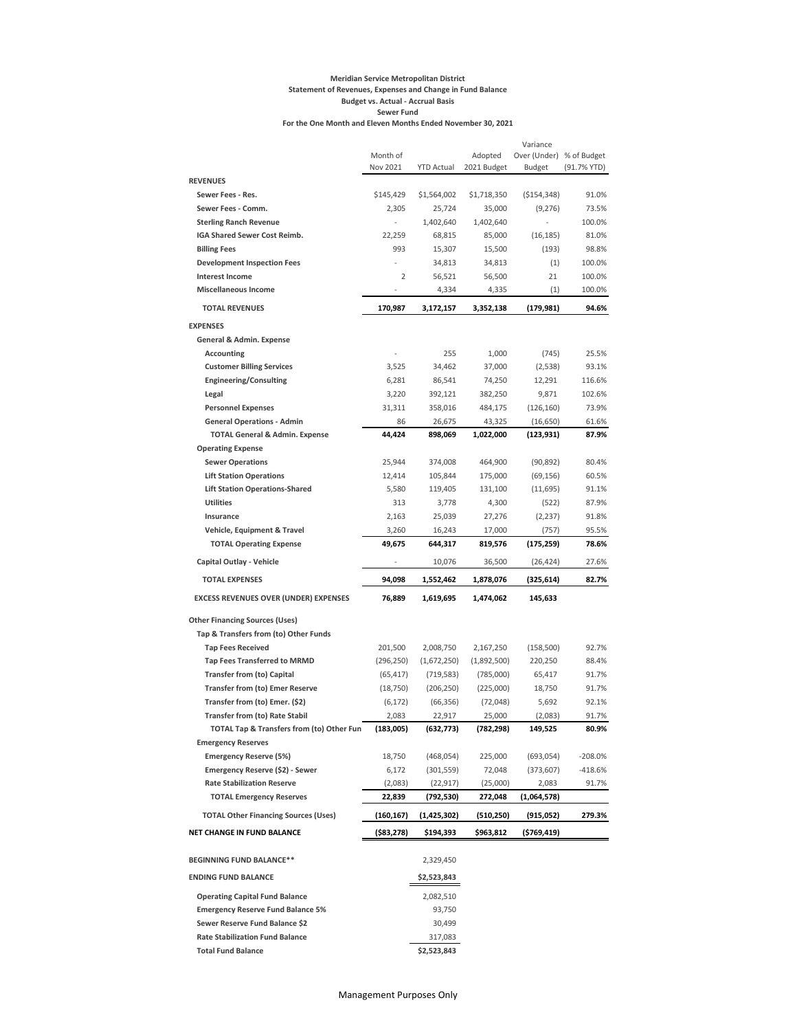**Meridian Service Metropolitan District**
**Statement of Revenues, Expenses and Change in Fund Balance**
**Budget vs. Actual - Accrual Basis**
**Sewer Fund**
**For the One Month and Eleven Months Ended November 30, 2021**

| | Month of Nov 2021 | YTD Actual | Adopted 2021 Budget | Variance Over (Under) Budget | % of Budget (91.7% YTD) |
|---|---|---|---|---|---|
| **REVENUES** | | | | | |
| **Sewer Fees - Res.** | $145,429 | $1,564,002 | $1,718,350 | ($154,348) | 91.0% |
| **Sewer Fees - Comm.** | 2,305 | 25,724 | 35,000 | (9,276) | 73.5% |
| **Sterling Ranch Revenue** | - | 1,402,640 | 1,402,640 | - | 100.0% |
| **IGA Shared Sewer Cost Reimb.** | 22,259 | 68,815 | 85,000 | (16,185) | 81.0% |
| **Billing Fees** | 993 | 15,307 | 15,500 | (193) | 98.8% |
| **Development Inspection Fees** | - | 34,813 | 34,813 | (1) | 100.0% |
| **Interest Income** | 2 | 56,521 | 56,500 | 21 | 100.0% |
| **Miscellaneous Income** | - | 4,334 | 4,335 | (1) | 100.0% |
| **TOTAL REVENUES** | **170,987** | **3,172,157** | **3,352,138** | **(179,981)** | **94.6%** |
| **EXPENSES** | | | | | |
| **General & Admin. Expense** | | | | | |
| **Accounting** | - | 255 | 1,000 | (745) | 25.5% |
| **Customer Billing Services** | 3,525 | 34,462 | 37,000 | (2,538) | 93.1% |
| **Engineering/Consulting** | 6,281 | 86,541 | 74,250 | 12,291 | 116.6% |
| **Legal** | 3,220 | 392,121 | 382,250 | 9,871 | 102.6% |
| **Personnel Expenses** | 31,311 | 358,016 | 484,175 | (126,160) | 73.9% |
| **General Operations - Admin** | 86 | 26,675 | 43,325 | (16,650) | 61.6% |
| **TOTAL General & Admin. Expense** | **44,424** | **898,069** | **1,022,000** | **(123,931)** | **87.9%** |
| **Operating Expense** | | | | | |
| **Sewer Operations** | 25,944 | 374,008 | 464,900 | (90,892) | 80.4% |
| **Lift Station Operations** | 12,414 | 105,844 | 175,000 | (69,156) | 60.5% |
| **Lift Station Operations-Shared** | 5,580 | 119,405 | 131,100 | (11,695) | 91.1% |
| **Utilities** | 313 | 3,778 | 4,300 | (522) | 87.9% |
| **Insurance** | 2,163 | 25,039 | 27,276 | (2,237) | 91.8% |
| **Vehicle, Equipment & Travel** | 3,260 | 16,243 | 17,000 | (757) | 95.5% |
| **TOTAL Operating Expense** | **49,675** | **644,317** | **819,576** | **(175,259)** | **78.6%** |
| **Capital Outlay - Vehicle** | - | 10,076 | 36,500 | (26,424) | 27.6% |
| **TOTAL EXPENSES** | **94,098** | **1,552,462** | **1,878,076** | **(325,614)** | **82.7%** |
| **EXCESS REVENUES OVER (UNDER) EXPENSES** | **76,889** | **1,619,695** | **1,474,062** | **145,633** | |
| **Other Financing Sources (Uses)** | | | | | |
| **Tap & Transfers from (to) Other Funds** | | | | | |
| **Tap Fees Received** | 201,500 | 2,008,750 | 2,167,250 | (158,500) | 92.7% |
| **Tap Fees Transferred to MRMD** | (296,250) | (1,672,250) | (1,892,500) | 220,250 | 88.4% |
| **Transfer from (to) Capital** | (65,417) | (719,583) | (785,000) | 65,417 | 91.7% |
| **Transfer from (to) Emer Reserve** | (18,750) | (206,250) | (225,000) | 18,750 | 91.7% |
| **Transfer from (to) Emer. ($2)** | (6,172) | (66,356) | (72,048) | 5,692 | 92.1% |
| **Transfer from (to) Rate Stabil** | 2,083 | 22,917 | 25,000 | (2,083) | 91.7% |
| **TOTAL Tap & Transfers from (to) Other Fun** | **(183,005)** | **(632,773)** | **(782,298)** | **149,525** | **80.9%** |
| **Emergency Reserves** | | | | | |
| **Emergency Reserve (5%)** | 18,750 | (468,054) | 225,000 | (693,054) | -208.0% |
| **Emergency Reserve ($2) - Sewer** | 6,172 | (301,559) | 72,048 | (373,607) | -418.6% |
| **Rate Stabilization Reserve** | (2,083) | (22,917) | (25,000) | 2,083 | 91.7% |
| **TOTAL Emergency Reserves** | **22,839** | **(792,530)** | **272,048** | **(1,064,578)** | |
| **TOTAL Other Financing Sources (Uses)** | **(160,167)** | **(1,425,302)** | **(510,250)** | **(915,052)** | **279.3%** |
| **NET CHANGE IN FUND BALANCE** | **($83,278)** | **$194,393** | **$963,812** | **($769,419)** | |
| **BEGINNING FUND BALANCE**** | | 2,329,450 | | | |
| **ENDING FUND BALANCE** | | **$2,523,843** | | | |
| **Operating Capital Fund Balance** | | 2,082,510 | | | |
| **Emergency Reserve Fund Balance 5%** | | 93,750 | | | |
| **Sewer Reserve Fund Balance $2** | | 30,499 | | | |
| **Rate Stabilization Fund Balance** | | 317,083 | | | |
| **Total Fund Balance** | | **$2,523,843** | | | |

Management Purposes Only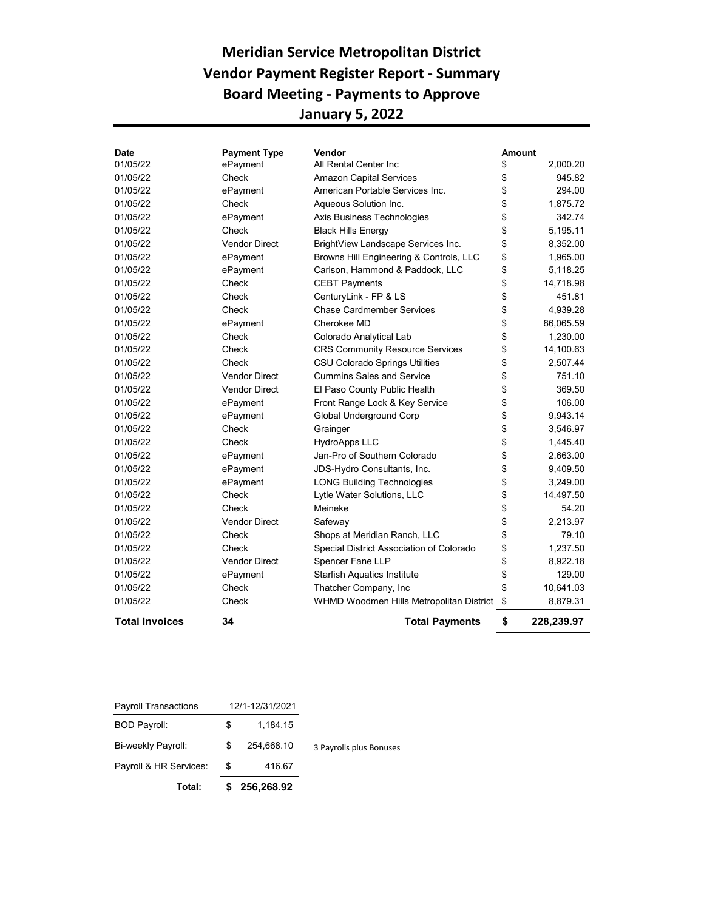# Meridian Service Metropolitan District
## Vendor Payment Register Report - Summary
## Board Meeting - Payments to Approve
## January 5, 2022

| Date | Payment Type | Vendor | Amount |
|---|---|---|---|
| 01/05/22 | ePayment | All Rental Center Inc | $ 2,000.20 |
| 01/05/22 | Check | Amazon Capital Services | $ 945.82 |
| 01/05/22 | ePayment | American Portable Services Inc. | $ 294.00 |
| 01/05/22 | Check | Aqueous Solution Inc. | $ 1,875.72 |
| 01/05/22 | ePayment | Axis Business Technologies | $ 342.74 |
| 01/05/22 | Check | Black Hills Energy | $ 5,195.11 |
| 01/05/22 | Vendor Direct | BrightView Landscape Services Inc. | $ 8,352.00 |
| 01/05/22 | ePayment | Browns Hill Engineering & Controls, LLC | $ 1,965.00 |
| 01/05/22 | ePayment | Carlson, Hammond & Paddock, LLC | $ 5,118.25 |
| 01/05/22 | Check | CEBT Payments | $ 14,718.98 |
| 01/05/22 | Check | CenturyLink - FP & LS | $ 451.81 |
| 01/05/22 | Check | Chase Cardmember Services | $ 4,939.28 |
| 01/05/22 | ePayment | Cherokee MD | $ 86,065.59 |
| 01/05/22 | Check | Colorado Analytical Lab | $ 1,230.00 |
| 01/05/22 | Check | CRS Community Resource Services | $ 14,100.63 |
| 01/05/22 | Check | CSU Colorado Springs Utilities | $ 2,507.44 |
| 01/05/22 | Vendor Direct | Cummins Sales and Service | $ 751.10 |
| 01/05/22 | Vendor Direct | El Paso County Public Health | $ 369.50 |
| 01/05/22 | ePayment | Front Range Lock & Key Service | $ 106.00 |
| 01/05/22 | ePayment | Global Underground Corp | $ 9,943.14 |
| 01/05/22 | Check | Grainger | $ 3,546.97 |
| 01/05/22 | Check | HydroApps LLC | $ 1,445.40 |
| 01/05/22 | ePayment | Jan-Pro of Southern Colorado | $ 2,663.00 |
| 01/05/22 | ePayment | JDS-Hydro Consultants, Inc. | $ 9,409.50 |
| 01/05/22 | ePayment | LONG Building Technologies | $ 3,249.00 |
| 01/05/22 | Check | Lytle Water Solutions, LLC | $ 14,497.50 |
| 01/05/22 | Check | Meineke | $ 54.20 |
| 01/05/22 | Vendor Direct | Safeway | $ 2,213.97 |
| 01/05/22 | Check | Shops at Meridian Ranch, LLC | $ 79.10 |
| 01/05/22 | Check | Special District Association of Colorado | $ 1,237.50 |
| 01/05/22 | Vendor Direct | Spencer Fane LLP | $ 8,922.18 |
| 01/05/22 | ePayment | Starfish Aquatics Institute | $ 129.00 |
| 01/05/22 | Check | Thatcher Company, Inc | $ 10,641.03 |
| 01/05/22 | Check | WHMD Woodmen Hills Metropolitan District | $ 8,879.31 |
| **Total Invoices** | **34** | **Total Payments** | **$ 228,239.97** |

| Payroll Transactions | 12/1-12/31/2021 | |
|---|---|---|
| BOD Payroll: | $ 1,184.15 | |
| Bi-weekly Payroll: | $ 254,668.10 | 3 Payrolls plus Bonuses |
| Payroll & HR Services: | $ 416.67 | |
| **Total:** | **$ 256,268.92** | |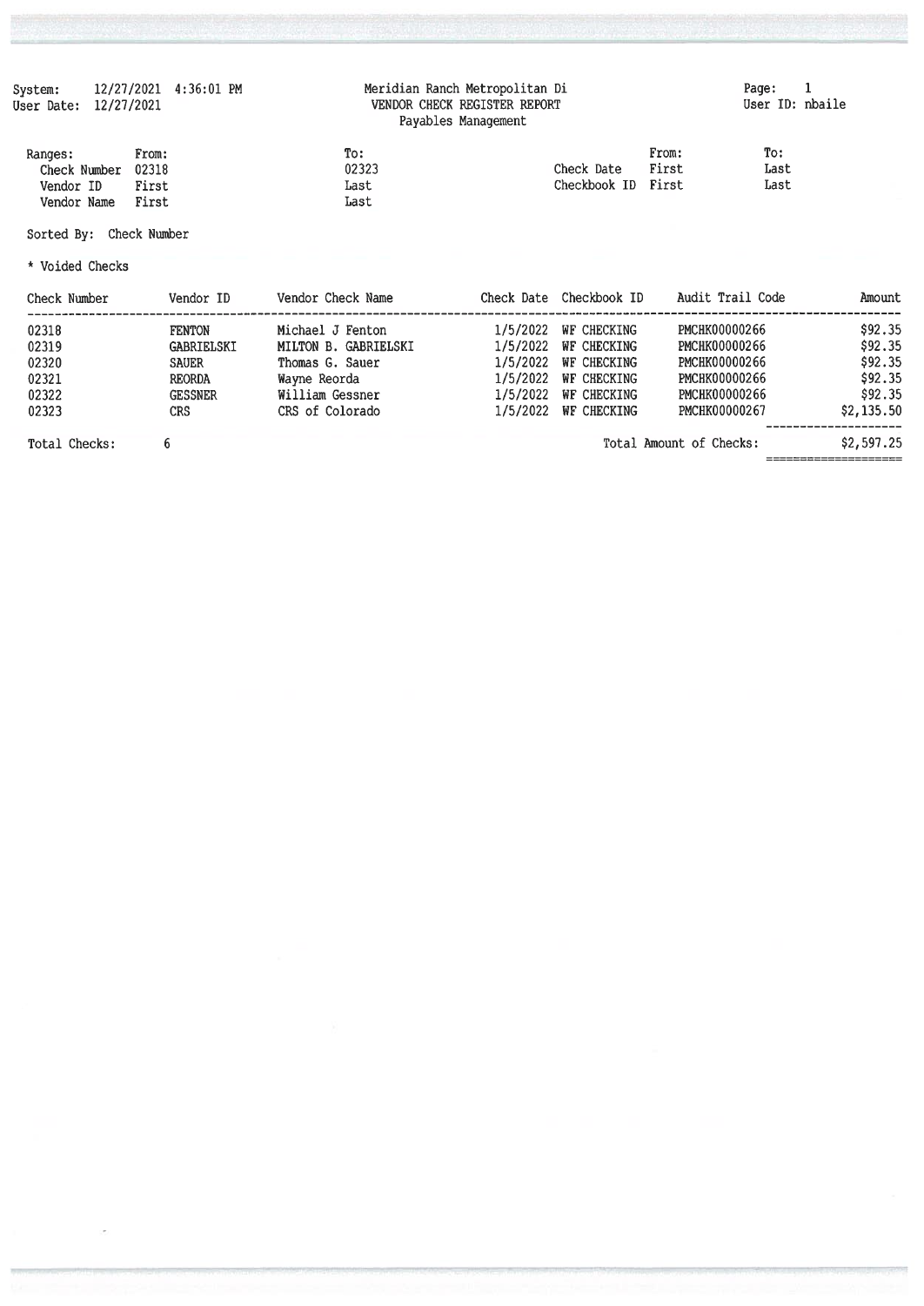System: 12/27/2021 4:36:01 PM
User Date: 12/27/2021

Meridian Ranch Metropolitan Di
VENDOR CHECK REGISTER REPORT
Payables Management

Page: 1
User ID: nbaile

| Ranges: | From: | To: | | From: | To: |
|---|---|---|---|---|---|
| Check Number | 02318 | 02323 | Check Date | First | Last |
| Vendor ID | First | Last | Checkbook ID | First | Last |
| Vendor Name | First | Last | | | |

Sorted By: Check Number

* Voided Checks

| Check Number | Vendor ID | Vendor Check Name | Check Date | Checkbook ID | Audit Trail Code | Amount |
|---|---|---|---|---|---|---|
| 02318 | FENTON | Michael J Fenton | 1/5/2022 | WF CHECKING | PMCHK00000266 | $92.35 |
| 02319 | GABRIELSKI | MILTON B. GABRIELSKI | 1/5/2022 | WF CHECKING | PMCHK00000266 | $92.35 |
| 02320 | SAUER | Thomas G. Sauer | 1/5/2022 | WF CHECKING | PMCHK00000266 | $92.35 |
| 02321 | REORDA | Wayne Reorda | 1/5/2022 | WF CHECKING | PMCHK00000266 | $92.35 |
| 02322 | GESSNER | William Gessner | 1/5/2022 | WF CHECKING | PMCHK00000266 | $92.35 |
| 02323 | CRS | CRS of Colorado | 1/5/2022 | WF CHECKING | PMCHK00000267 | $2,135.50 |

Total Checks: 6

Total Amount of Checks: $2,597.25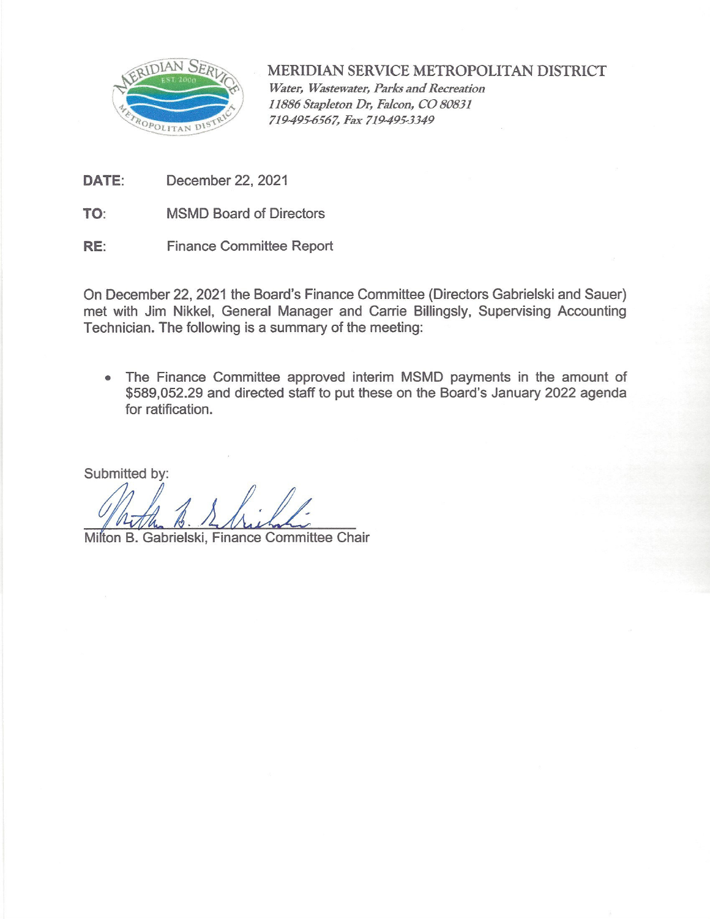# MERIDIAN SERVICE METROPOLITAN DISTRICT

*Water, Wastewater, Parks and Recreation*
*11886 Stapleton Dr, Falcon, CO 80831*
*719-495-6567, Fax 719-495-3349*

**DATE**: December 22, 2021

**TO**: MSMD Board of Directors

**RE**: Finance Committee Report

On December 22, 2021 the Board's Finance Committee (Directors Gabrielski and Sauer) met with Jim Nikkel, General Manager and Carrie Billingsly, Supervising Accounting Technician. The following is a summary of the meeting:

- The Finance Committee approved interim MSMD payments in the amount of $589,052.29 and directed staff to put these on the Board's January 2022 agenda for ratification.

Submitted by:

Milton B. Gabrielski, Finance Committee Chair